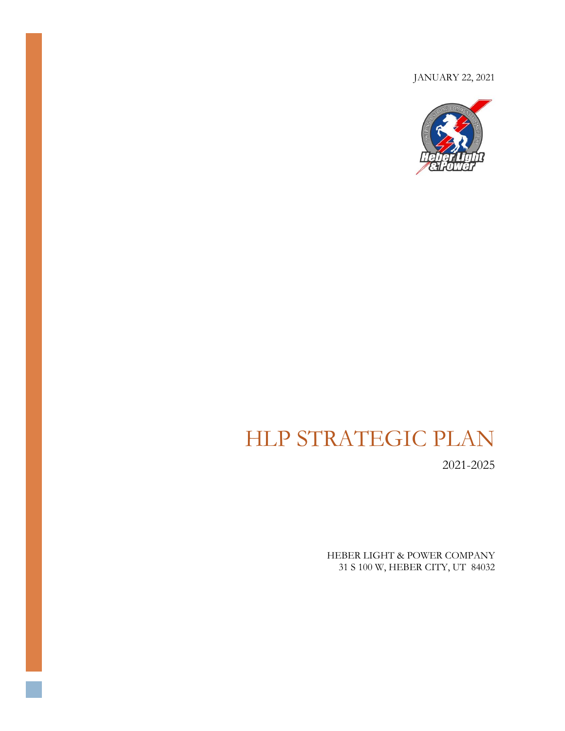JANUARY 22, 2021

# HLP STRATEGIC PLAN

2021-2025

HEBER LIGHT & POWER COMPANY
31 S 100 W, HEBER CITY, UT 84032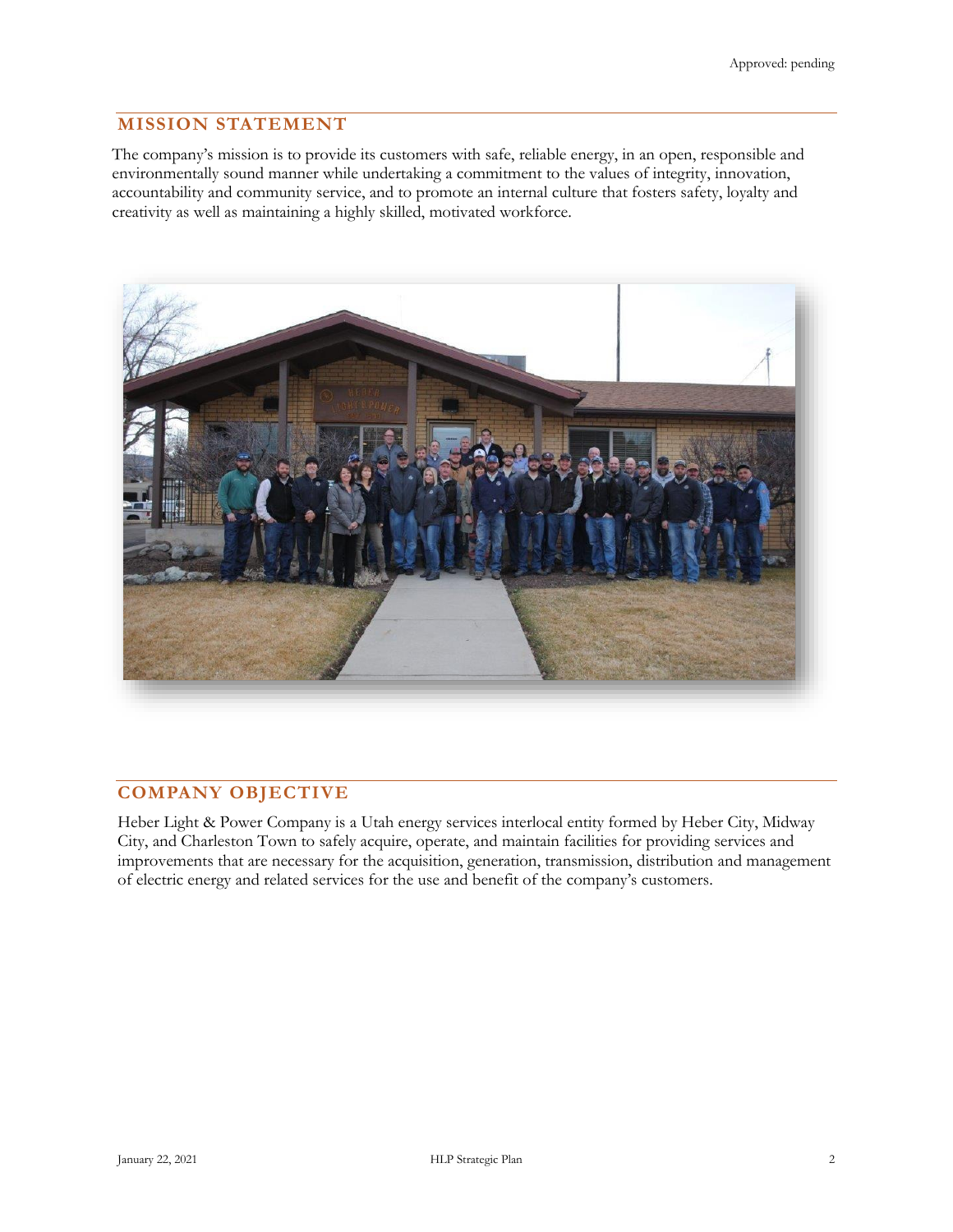Approved: pending

## MISSION STATEMENT

The company's mission is to provide its customers with safe, reliable energy, in an open, responsible and environmentally sound manner while undertaking a commitment to the values of integrity, innovation, accountability and community service, and to promote an internal culture that fosters safety, loyalty and creativity as well as maintaining a highly skilled, motivated workforce.

## COMPANY OBJECTIVE

Heber Light & Power Company is a Utah energy services interlocal entity formed by Heber City, Midway City, and Charleston Town to safely acquire, operate, and maintain facilities for providing services and improvements that are necessary for the acquisition, generation, transmission, distribution and management of electric energy and related services for the use and benefit of the company's customers.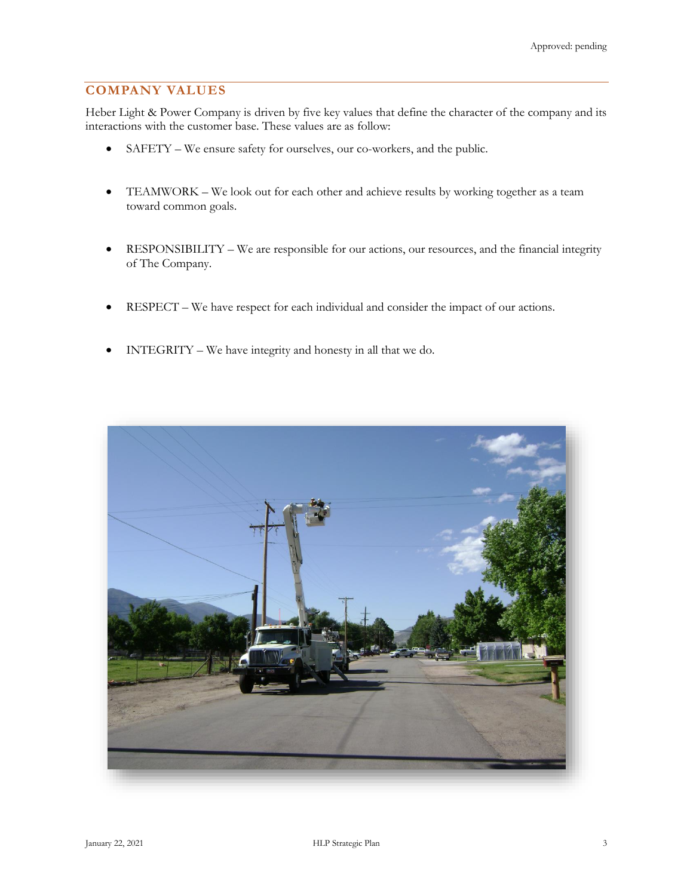## COMPANY VALUES

Heber Light & Power Company is driven by five key values that define the character of the company and its interactions with the customer base. These values are as follow:

- SAFETY – We ensure safety for ourselves, our co-workers, and the public.
- TEAMWORK – We look out for each other and achieve results by working together as a team toward common goals.
- RESPONSIBILITY – We are responsible for our actions, our resources, and the financial integrity of The Company.
- RESPECT – We have respect for each individual and consider the impact of our actions.
- INTEGRITY – We have integrity and honesty in all that we do.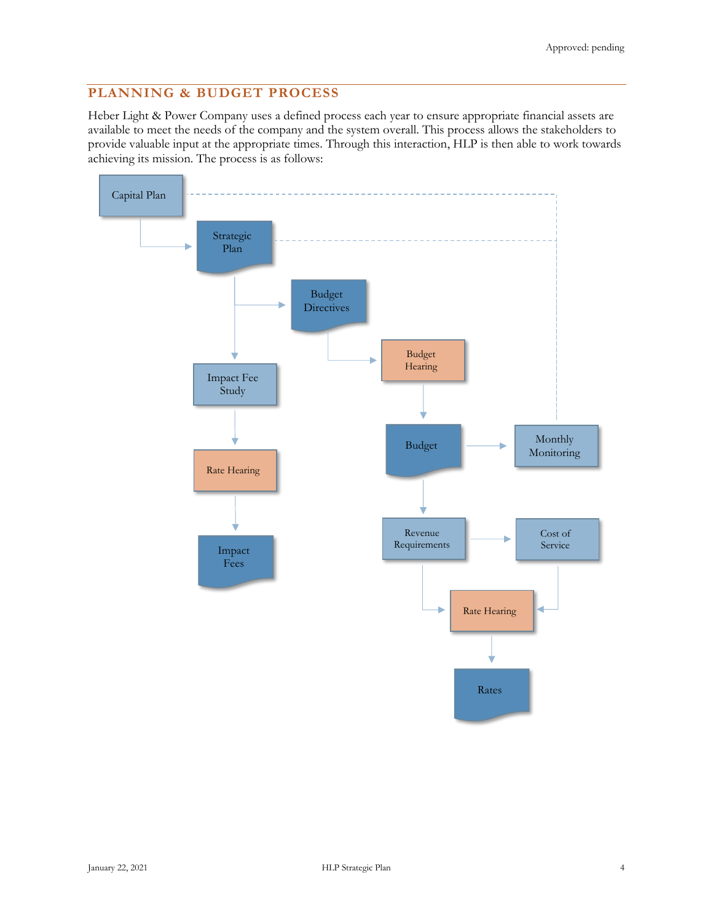## PLANNING & BUDGET PROCESS

Heber Light & Power Company uses a defined process each year to ensure appropriate financial assets are available to meet the needs of the company and the system overall. This process allows the stakeholders to provide valuable input at the appropriate times. Through this interaction, HLP is then able to work towards achieving its mission. The process is as follows:

Capital Plan

Strategic Plan

Budget Directives

Budget Hearing

Impact Fee Study

Budget

Monthly Monitoring

Rate Hearing

Impact Fees

Revenue Requirements

Cost of Service

Rate Hearing

Rates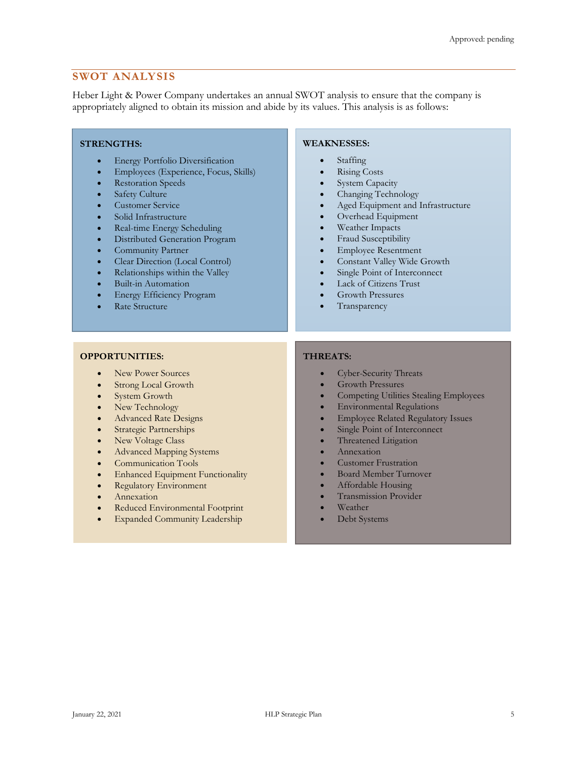## SWOT ANALYSIS

Heber Light & Power Company undertakes an annual SWOT analysis to ensure that the company is appropriately aligned to obtain its mission and abide by its values. This analysis is as follows:

**STRENGTHS:**

- Energy Portfolio Diversification
- Employees (Experience, Focus, Skills)
- Restoration Speeds
- Safety Culture
- Customer Service
- Solid Infrastructure
- Real-time Energy Scheduling
- Distributed Generation Program
- Community Partner
- Clear Direction (Local Control)
- Relationships within the Valley
- Built-in Automation
- Energy Efficiency Program
- Rate Structure

**WEAKNESSES:**

- Staffing
- Rising Costs
- System Capacity
- Changing Technology
- Aged Equipment and Infrastructure
- Overhead Equipment
- Weather Impacts
- Fraud Susceptibility
- Employee Resentment
- Constant Valley Wide Growth
- Single Point of Interconnect
- Lack of Citizens Trust
- Growth Pressures
- Transparency

**OPPORTUNITIES:**

- New Power Sources
- Strong Local Growth
- System Growth
- New Technology
- Advanced Rate Designs
- Strategic Partnerships
- New Voltage Class
- Advanced Mapping Systems
- Communication Tools
- Enhanced Equipment Functionality
- Regulatory Environment
- Annexation
- Reduced Environmental Footprint
- Expanded Community Leadership

**THREATS:**

- Cyber-Security Threats
- Growth Pressures
- Competing Utilities Stealing Employees
- Environmental Regulations
- Employee Related Regulatory Issues
- Single Point of Interconnect
- Threatened Litigation
- Annexation
- Customer Frustration
- Board Member Turnover
- Affordable Housing
- Transmission Provider
- Weather
- Debt Systems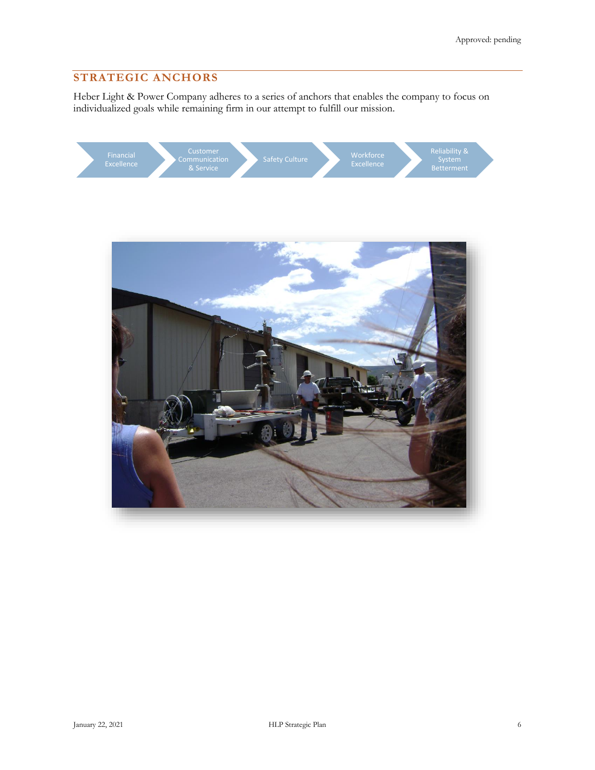Approved: pending

## STRATEGIC ANCHORS

Heber Light & Power Company adheres to a series of anchors that enables the company to focus on individualized goals while remaining firm in our attempt to fulfill our mission.

- Financial Excellence
- Customer Communication & Service
- Safety Culture
- Workforce Excellence
- Reliability & System Betterment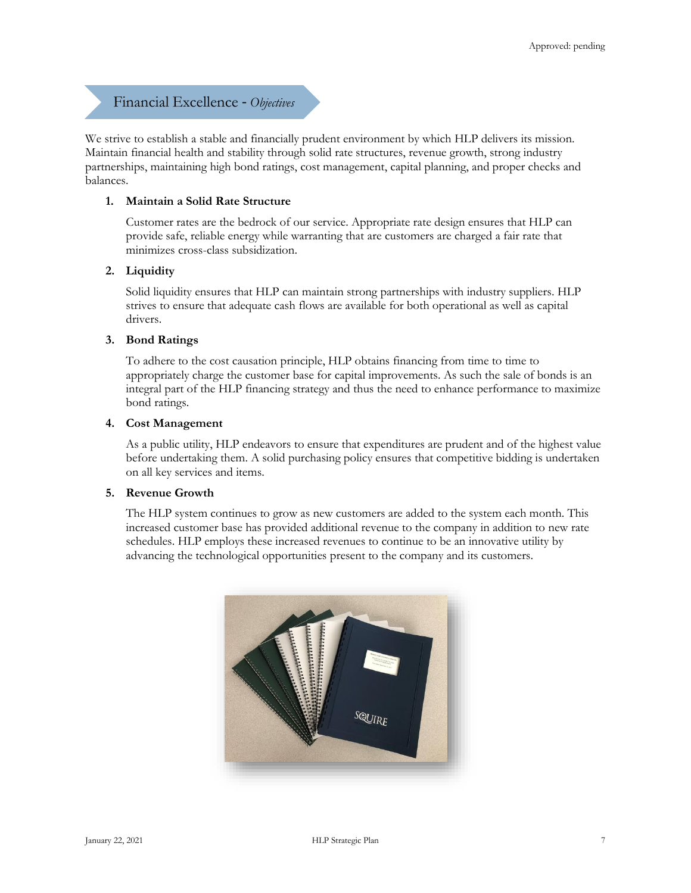Approved: pending

## Financial Excellence - *Objectives*

We strive to establish a stable and financially prudent environment by which HLP delivers its mission. Maintain financial health and stability through solid rate structures, revenue growth, strong industry partnerships, maintaining high bond ratings, cost management, capital planning, and proper checks and balances.

1. **Maintain a Solid Rate Structure**

   Customer rates are the bedrock of our service. Appropriate rate design ensures that HLP can provide safe, reliable energy while warranting that are customers are charged a fair rate that minimizes cross-class subsidization.

2. **Liquidity**

   Solid liquidity ensures that HLP can maintain strong partnerships with industry suppliers. HLP strives to ensure that adequate cash flows are available for both operational as well as capital drivers.

3. **Bond Ratings**

   To adhere to the cost causation principle, HLP obtains financing from time to time to appropriately charge the customer base for capital improvements. As such the sale of bonds is an integral part of the HLP financing strategy and thus the need to enhance performance to maximize bond ratings.

4. **Cost Management**

   As a public utility, HLP endeavors to ensure that expenditures are prudent and of the highest value before undertaking them. A solid purchasing policy ensures that competitive bidding is undertaken on all key services and items.

5. **Revenue Growth**

   The HLP system continues to grow as new customers are added to the system each month. This increased customer base has provided additional revenue to the company in addition to new rate schedules. HLP employs these increased revenues to continue to be an innovative utility by advancing the technological opportunities present to the company and its customers.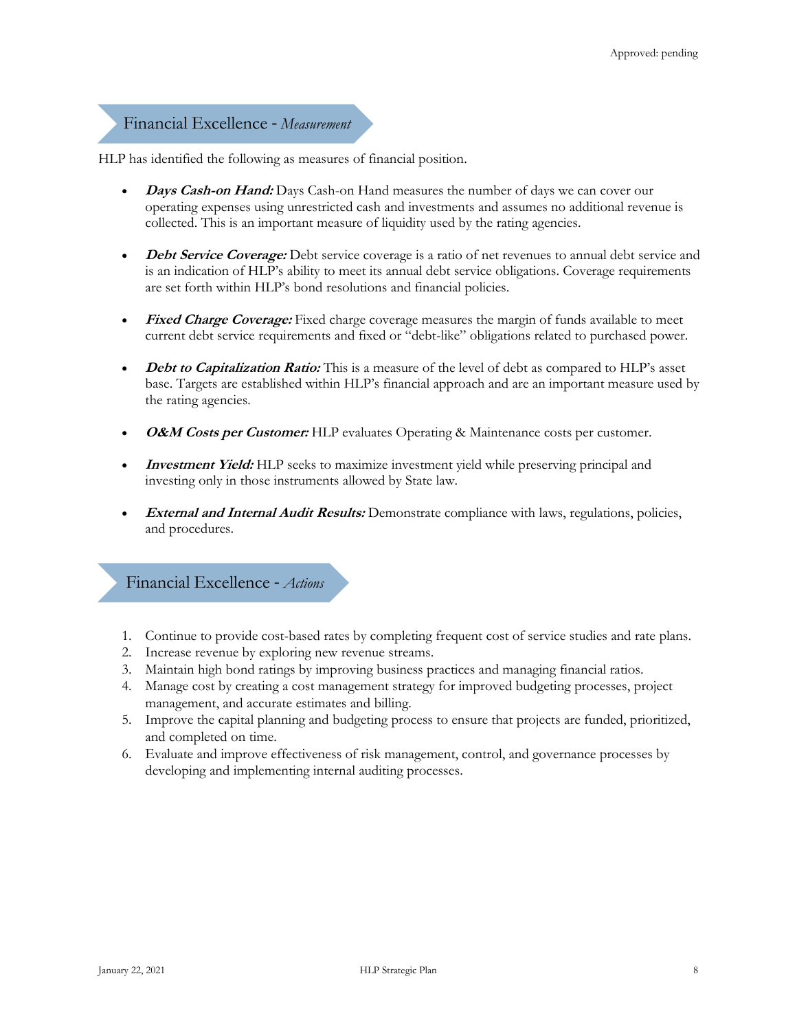## Financial Excellence - *Measurement*

HLP has identified the following as measures of financial position.

- ***Days Cash-on Hand:*** Days Cash-on Hand measures the number of days we can cover our operating expenses using unrestricted cash and investments and assumes no additional revenue is collected. This is an important measure of liquidity used by the rating agencies.

- ***Debt Service Coverage:*** Debt service coverage is a ratio of net revenues to annual debt service and is an indication of HLP's ability to meet its annual debt service obligations. Coverage requirements are set forth within HLP's bond resolutions and financial policies.

- ***Fixed Charge Coverage:*** Fixed charge coverage measures the margin of funds available to meet current debt service requirements and fixed or "debt-like" obligations related to purchased power.

- ***Debt to Capitalization Ratio:*** This is a measure of the level of debt as compared to HLP's asset base. Targets are established within HLP's financial approach and are an important measure used by the rating agencies.

- ***O&M Costs per Customer:*** HLP evaluates Operating & Maintenance costs per customer.

- ***Investment Yield:*** HLP seeks to maximize investment yield while preserving principal and investing only in those instruments allowed by State law.

- ***External and Internal Audit Results:*** Demonstrate compliance with laws, regulations, policies, and procedures.

## Financial Excellence - *Actions*

1. Continue to provide cost-based rates by completing frequent cost of service studies and rate plans.
2. Increase revenue by exploring new revenue streams.
3. Maintain high bond ratings by improving business practices and managing financial ratios.
4. Manage cost by creating a cost management strategy for improved budgeting processes, project management, and accurate estimates and billing.
5. Improve the capital planning and budgeting process to ensure that projects are funded, prioritized, and completed on time.
6. Evaluate and improve effectiveness of risk management, control, and governance processes by developing and implementing internal auditing processes.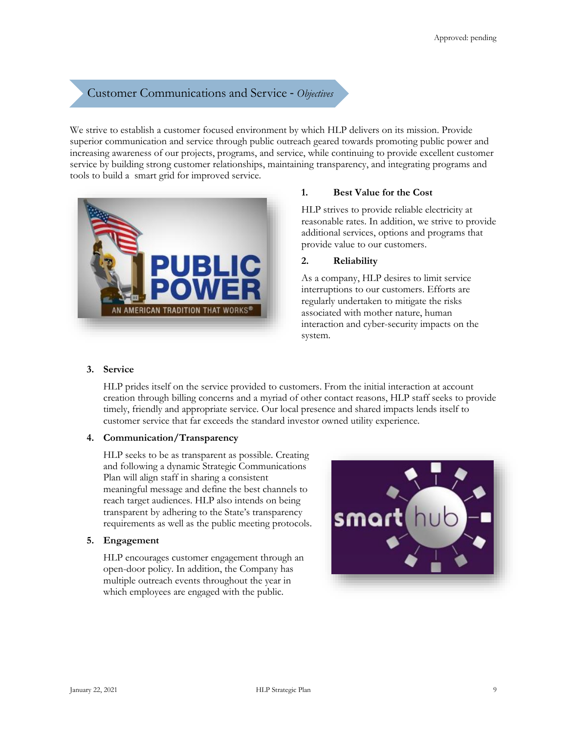## Customer Communications and Service - *Objectives*

We strive to establish a customer focused environment by which HLP delivers on its mission. Provide superior communication and service through public outreach geared towards promoting public power and increasing awareness of our projects, programs, and service, while continuing to provide excellent customer service by building strong customer relationships, maintaining transparency, and integrating programs and tools to build a smart grid for improved service.

1. **Best Value for the Cost**

   HLP strives to provide reliable electricity at reasonable rates. In addition, we strive to provide additional services, options and programs that provide value to our customers.

2. **Reliability**

   As a company, HLP desires to limit service interruptions to our customers. Efforts are regularly undertaken to mitigate the risks associated with mother nature, human interaction and cyber-security impacts on the system.

3. **Service**

   HLP prides itself on the service provided to customers. From the initial interaction at account creation through billing concerns and a myriad of other contact reasons, HLP staff seeks to provide timely, friendly and appropriate service. Our local presence and shared impacts lends itself to customer service that far exceeds the standard investor owned utility experience.

4. **Communication/Transparency**

   HLP seeks to be as transparent as possible. Creating and following a dynamic Strategic Communications Plan will align staff in sharing a consistent meaningful message and define the best channels to reach target audiences. HLP also intends on being transparent by adhering to the State's transparency requirements as well as the public meeting protocols.

5. **Engagement**

   HLP encourages customer engagement through an open-door policy. In addition, the Company has multiple outreach events throughout the year in which employees are engaged with the public.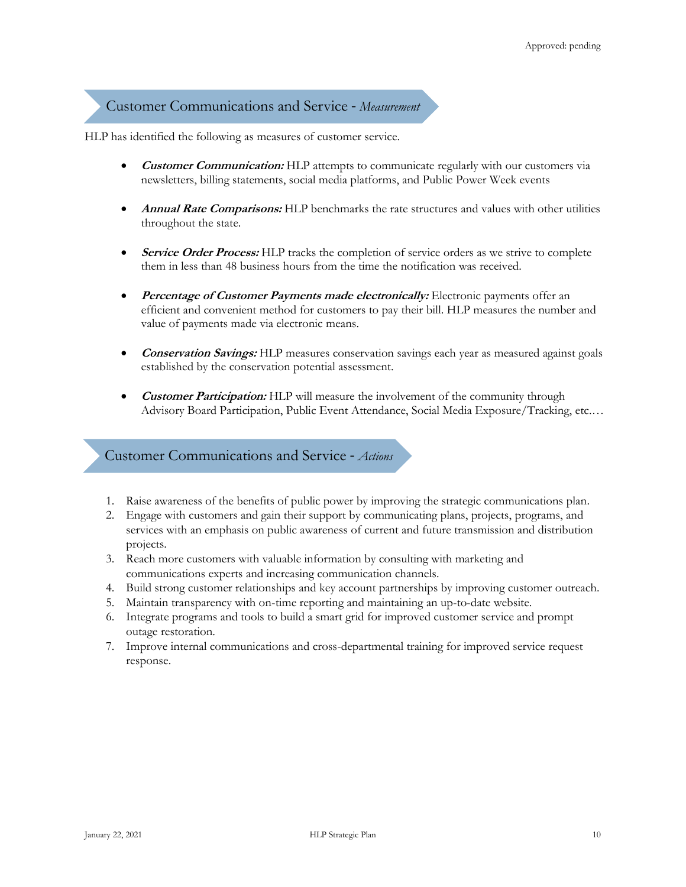## Customer Communications and Service - *Measurement*

HLP has identified the following as measures of customer service.

- ***Customer Communication:*** HLP attempts to communicate regularly with our customers via newsletters, billing statements, social media platforms, and Public Power Week events

- ***Annual Rate Comparisons:*** HLP benchmarks the rate structures and values with other utilities throughout the state.

- ***Service Order Process:*** HLP tracks the completion of service orders as we strive to complete them in less than 48 business hours from the time the notification was received.

- ***Percentage of Customer Payments made electronically:*** Electronic payments offer an efficient and convenient method for customers to pay their bill. HLP measures the number and value of payments made via electronic means.

- ***Conservation Savings:*** HLP measures conservation savings each year as measured against goals established by the conservation potential assessment.

- ***Customer Participation:*** HLP will measure the involvement of the community through Advisory Board Participation, Public Event Attendance, Social Media Exposure/Tracking, etc.…

## Customer Communications and Service - *Actions*

1. Raise awareness of the benefits of public power by improving the strategic communications plan.
2. Engage with customers and gain their support by communicating plans, projects, programs, and services with an emphasis on public awareness of current and future transmission and distribution projects.
3. Reach more customers with valuable information by consulting with marketing and communications experts and increasing communication channels.
4. Build strong customer relationships and key account partnerships by improving customer outreach.
5. Maintain transparency with on-time reporting and maintaining an up-to-date website.
6. Integrate programs and tools to build a smart grid for improved customer service and prompt outage restoration.
7. Improve internal communications and cross-departmental training for improved service request response.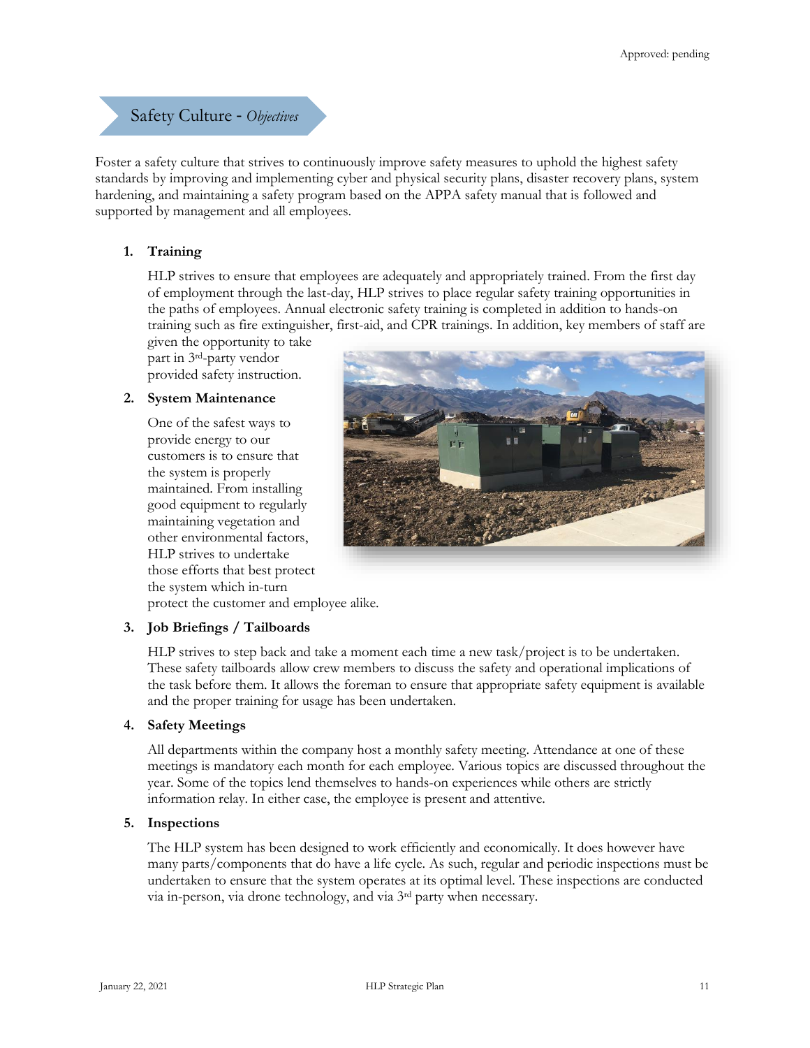## Safety Culture - *Objectives*

Foster a safety culture that strives to continuously improve safety measures to uphold the highest safety standards by improving and implementing cyber and physical security plans, disaster recovery plans, system hardening, and maintaining a safety program based on the APPA safety manual that is followed and supported by management and all employees.

1. **Training**

   HLP strives to ensure that employees are adequately and appropriately trained. From the first day of employment through the last-day, HLP strives to place regular safety training opportunities in the paths of employees. Annual electronic safety training is completed in addition to hands-on training such as fire extinguisher, first-aid, and CPR trainings. In addition, key members of staff are given the opportunity to take part in 3rd-party vendor provided safety instruction.

2. **System Maintenance**

   One of the safest ways to provide energy to our customers is to ensure that the system is properly maintained. From installing good equipment to regularly maintaining vegetation and other environmental factors, HLP strives to undertake those efforts that best protect the system which in-turn protect the customer and employee alike.

3. **Job Briefings / Tailboards**

   HLP strives to step back and take a moment each time a new task/project is to be undertaken. These safety tailboards allow crew members to discuss the safety and operational implications of the task before them. It allows the foreman to ensure that appropriate safety equipment is available and the proper training for usage has been undertaken.

4. **Safety Meetings**

   All departments within the company host a monthly safety meeting. Attendance at one of these meetings is mandatory each month for each employee. Various topics are discussed throughout the year. Some of the topics lend themselves to hands-on experiences while others are strictly information relay. In either case, the employee is present and attentive.

5. **Inspections**

   The HLP system has been designed to work efficiently and economically. It does however have many parts/components that do have a life cycle. As such, regular and periodic inspections must be undertaken to ensure that the system operates at its optimal level. These inspections are conducted via in-person, via drone technology, and via 3rd party when necessary.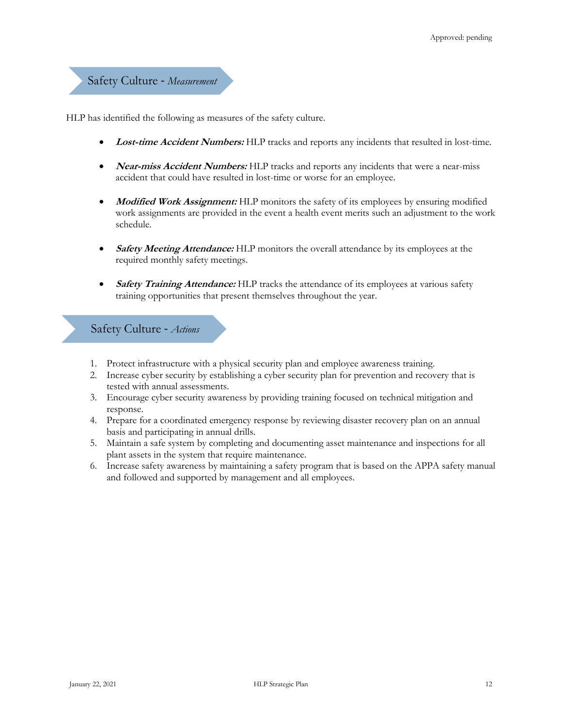## Safety Culture - *Measurement*

HLP has identified the following as measures of the safety culture.

- ***Lost-time Accident Numbers:*** HLP tracks and reports any incidents that resulted in lost-time.

- ***Near-miss Accident Numbers:*** HLP tracks and reports any incidents that were a near-miss accident that could have resulted in lost-time or worse for an employee.

- ***Modified Work Assignment:*** HLP monitors the safety of its employees by ensuring modified work assignments are provided in the event a health event merits such an adjustment to the work schedule.

- ***Safety Meeting Attendance:*** HLP monitors the overall attendance by its employees at the required monthly safety meetings.

- ***Safety Training Attendance:*** HLP tracks the attendance of its employees at various safety training opportunities that present themselves throughout the year.

## Safety Culture - *Actions*

1. Protect infrastructure with a physical security plan and employee awareness training.
2. Increase cyber security by establishing a cyber security plan for prevention and recovery that is tested with annual assessments.
3. Encourage cyber security awareness by providing training focused on technical mitigation and response.
4. Prepare for a coordinated emergency response by reviewing disaster recovery plan on an annual basis and participating in annual drills.
5. Maintain a safe system by completing and documenting asset maintenance and inspections for all plant assets in the system that require maintenance.
6. Increase safety awareness by maintaining a safety program that is based on the APPA safety manual and followed and supported by management and all employees.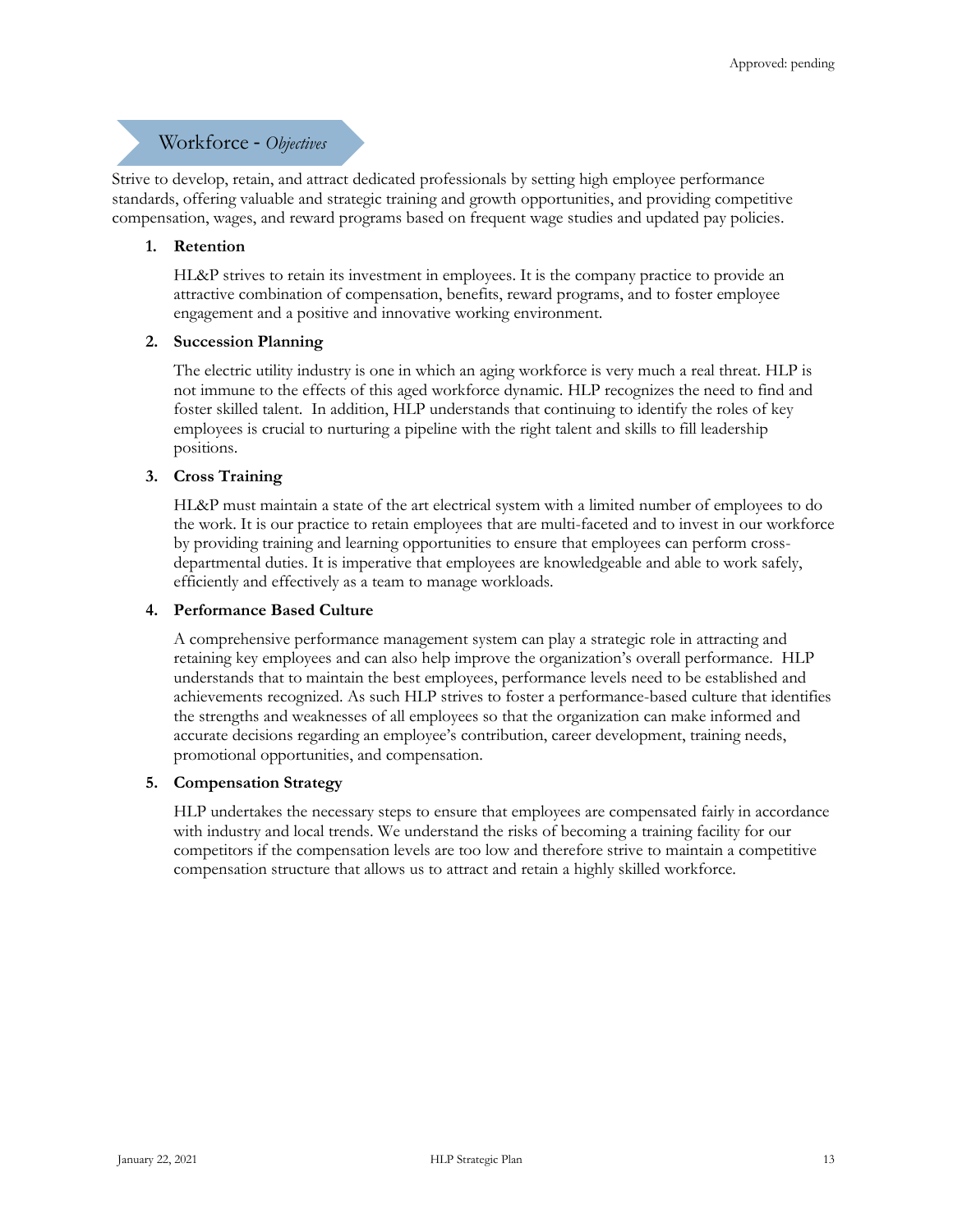Approved: pending

## Workforce - *Objectives*

Strive to develop, retain, and attract dedicated professionals by setting high employee performance standards, offering valuable and strategic training and growth opportunities, and providing competitive compensation, wages, and reward programs based on frequent wage studies and updated pay policies.

1. **Retention**

   HL&P strives to retain its investment in employees. It is the company practice to provide an attractive combination of compensation, benefits, reward programs, and to foster employee engagement and a positive and innovative working environment.

2. **Succession Planning**

   The electric utility industry is one in which an aging workforce is very much a real threat. HLP is not immune to the effects of this aged workforce dynamic. HLP recognizes the need to find and foster skilled talent. In addition, HLP understands that continuing to identify the roles of key employees is crucial to nurturing a pipeline with the right talent and skills to fill leadership positions.

3. **Cross Training**

   HL&P must maintain a state of the art electrical system with a limited number of employees to do the work. It is our practice to retain employees that are multi-faceted and to invest in our workforce by providing training and learning opportunities to ensure that employees can perform cross-departmental duties. It is imperative that employees are knowledgeable and able to work safely, efficiently and effectively as a team to manage workloads.

4. **Performance Based Culture**

   A comprehensive performance management system can play a strategic role in attracting and retaining key employees and can also help improve the organization's overall performance. HLP understands that to maintain the best employees, performance levels need to be established and achievements recognized. As such HLP strives to foster a performance-based culture that identifies the strengths and weaknesses of all employees so that the organization can make informed and accurate decisions regarding an employee's contribution, career development, training needs, promotional opportunities, and compensation.

5. **Compensation Strategy**

   HLP undertakes the necessary steps to ensure that employees are compensated fairly in accordance with industry and local trends. We understand the risks of becoming a training facility for our competitors if the compensation levels are too low and therefore strive to maintain a competitive compensation structure that allows us to attract and retain a highly skilled workforce.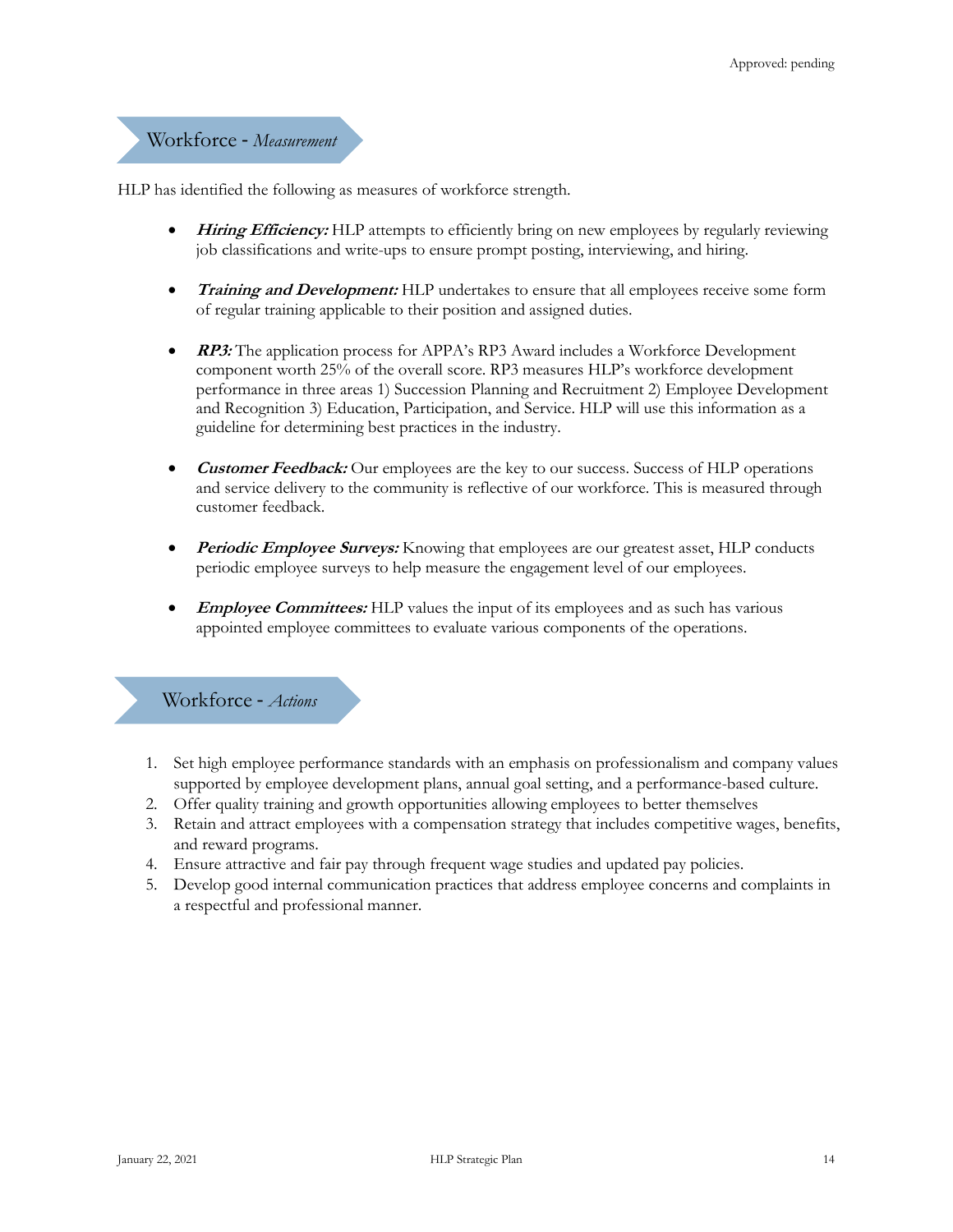## Workforce - *Measurement*

HLP has identified the following as measures of workforce strength.

- ***Hiring Efficiency:*** HLP attempts to efficiently bring on new employees by regularly reviewing job classifications and write-ups to ensure prompt posting, interviewing, and hiring.

- ***Training and Development:*** HLP undertakes to ensure that all employees receive some form of regular training applicable to their position and assigned duties.

- ***RP3:*** The application process for APPA's RP3 Award includes a Workforce Development component worth 25% of the overall score. RP3 measures HLP's workforce development performance in three areas 1) Succession Planning and Recruitment 2) Employee Development and Recognition 3) Education, Participation, and Service. HLP will use this information as a guideline for determining best practices in the industry.

- ***Customer Feedback:*** Our employees are the key to our success. Success of HLP operations and service delivery to the community is reflective of our workforce. This is measured through customer feedback.

- ***Periodic Employee Surveys:*** Knowing that employees are our greatest asset, HLP conducts periodic employee surveys to help measure the engagement level of our employees.

- ***Employee Committees:*** HLP values the input of its employees and as such has various appointed employee committees to evaluate various components of the operations.

## Workforce - *Actions*

1. Set high employee performance standards with an emphasis on professionalism and company values supported by employee development plans, annual goal setting, and a performance-based culture.
2. Offer quality training and growth opportunities allowing employees to better themselves
3. Retain and attract employees with a compensation strategy that includes competitive wages, benefits, and reward programs.
4. Ensure attractive and fair pay through frequent wage studies and updated pay policies.
5. Develop good internal communication practices that address employee concerns and complaints in a respectful and professional manner.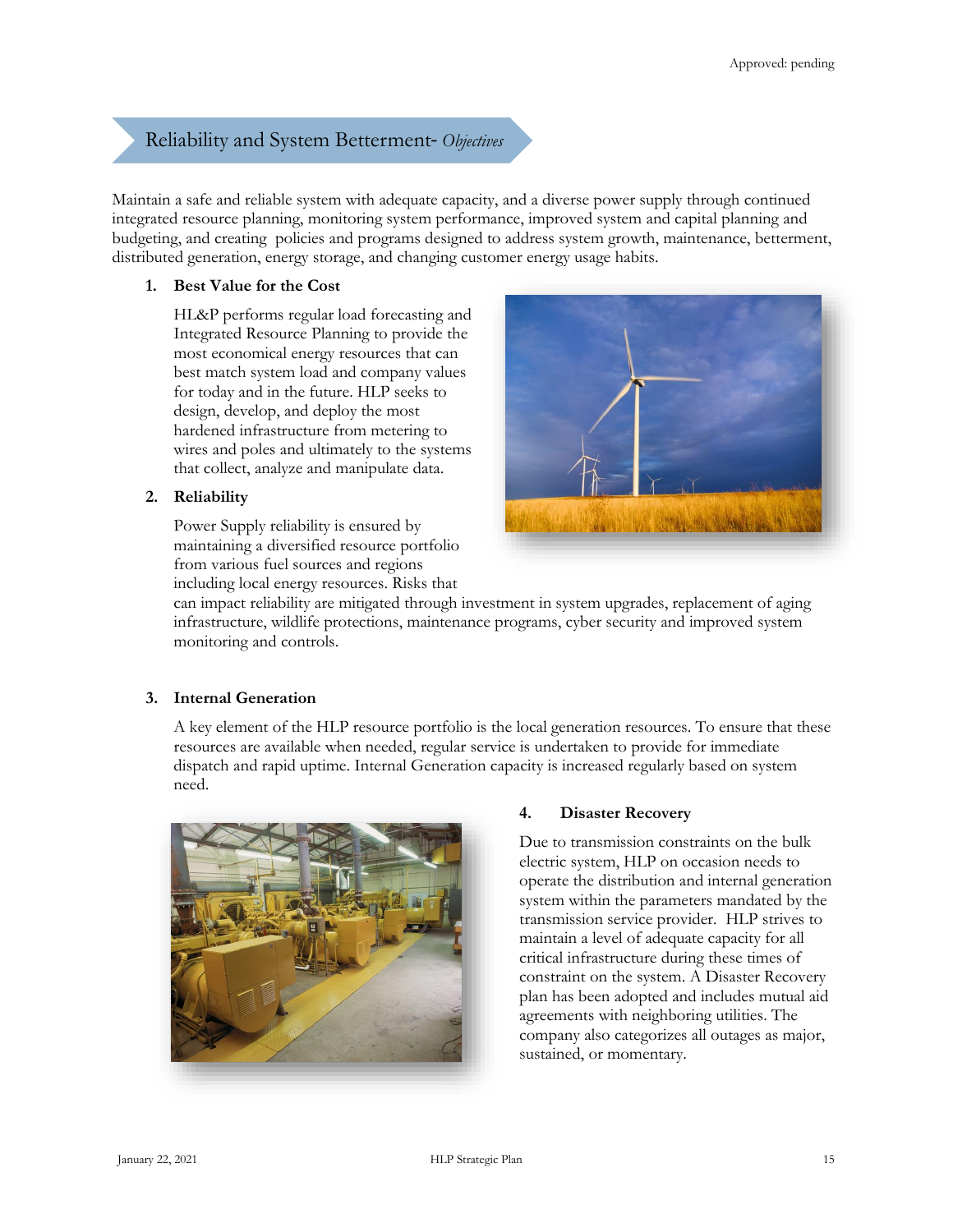Approved: pending

## Reliability and System Betterment- *Objectives*

Maintain a safe and reliable system with adequate capacity, and a diverse power supply through continued integrated resource planning, monitoring system performance, improved system and capital planning and budgeting, and creating policies and programs designed to address system growth, maintenance, betterment, distributed generation, energy storage, and changing customer energy usage habits.

1. **Best Value for the Cost**

   HL&P performs regular load forecasting and Integrated Resource Planning to provide the most economical energy resources that can best match system load and company values for today and in the future. HLP seeks to design, develop, and deploy the most hardened infrastructure from metering to wires and poles and ultimately to the systems that collect, analyze and manipulate data.

2. **Reliability**

   Power Supply reliability is ensured by maintaining a diversified resource portfolio from various fuel sources and regions including local energy resources. Risks that can impact reliability are mitigated through investment in system upgrades, replacement of aging infrastructure, wildlife protections, maintenance programs, cyber security and improved system monitoring and controls.

3. **Internal Generation**

   A key element of the HLP resource portfolio is the local generation resources. To ensure that these resources are available when needed, regular service is undertaken to provide for immediate dispatch and rapid uptime. Internal Generation capacity is increased regularly based on system need.

4. **Disaster Recovery**

   Due to transmission constraints on the bulk electric system, HLP on occasion needs to operate the distribution and internal generation system within the parameters mandated by the transmission service provider. HLP strives to maintain a level of adequate capacity for all critical infrastructure during these times of constraint on the system. A Disaster Recovery plan has been adopted and includes mutual aid agreements with neighboring utilities. The company also categorizes all outages as major, sustained, or momentary.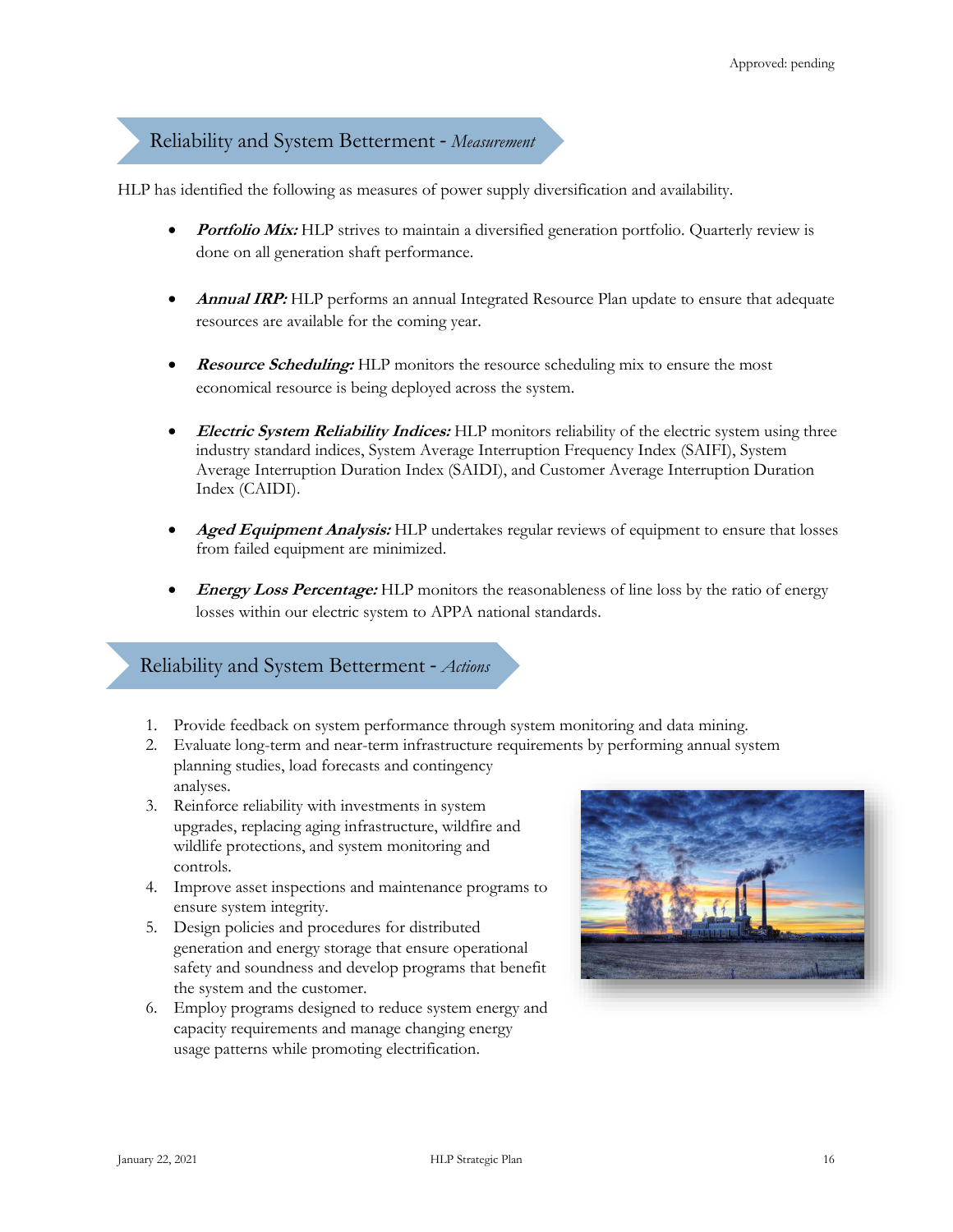## Reliability and System Betterment - *Measurement*

HLP has identified the following as measures of power supply diversification and availability.

- ***Portfolio Mix:*** HLP strives to maintain a diversified generation portfolio. Quarterly review is done on all generation shaft performance.
- ***Annual IRP:*** HLP performs an annual Integrated Resource Plan update to ensure that adequate resources are available for the coming year.
- ***Resource Scheduling:*** HLP monitors the resource scheduling mix to ensure the most economical resource is being deployed across the system.
- ***Electric System Reliability Indices:*** HLP monitors reliability of the electric system using three industry standard indices, System Average Interruption Frequency Index (SAIFI), System Average Interruption Duration Index (SAIDI), and Customer Average Interruption Duration Index (CAIDI).
- ***Aged Equipment Analysis:*** HLP undertakes regular reviews of equipment to ensure that losses from failed equipment are minimized.
- ***Energy Loss Percentage:*** HLP monitors the reasonableness of line loss by the ratio of energy losses within our electric system to APPA national standards.

## Reliability and System Betterment - *Actions*

1. Provide feedback on system performance through system monitoring and data mining.
2. Evaluate long-term and near-term infrastructure requirements by performing annual system planning studies, load forecasts and contingency analyses.
3. Reinforce reliability with investments in system upgrades, replacing aging infrastructure, wildfire and wildlife protections, and system monitoring and controls.
4. Improve asset inspections and maintenance programs to ensure system integrity.
5. Design policies and procedures for distributed generation and energy storage that ensure operational safety and soundness and develop programs that benefit the system and the customer.
6. Employ programs designed to reduce system energy and capacity requirements and manage changing energy usage patterns while promoting electrification.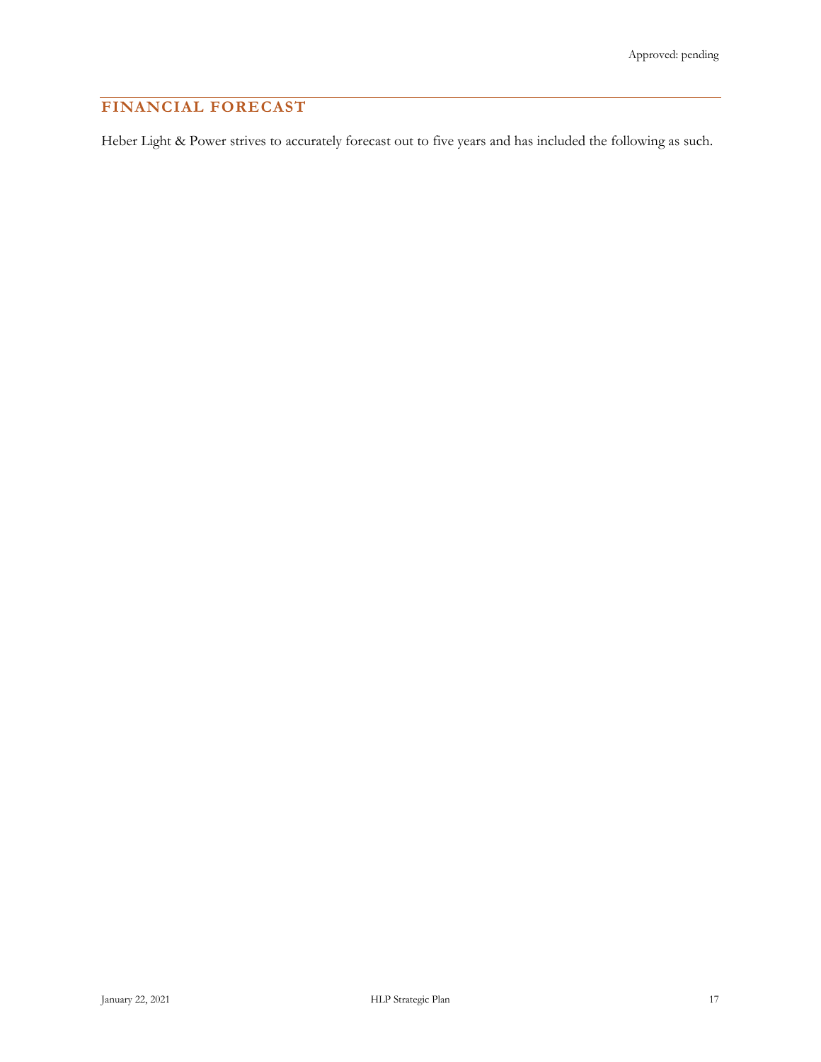## FINANCIAL FORECAST

Heber Light & Power strives to accurately forecast out to five years and has included the following as such.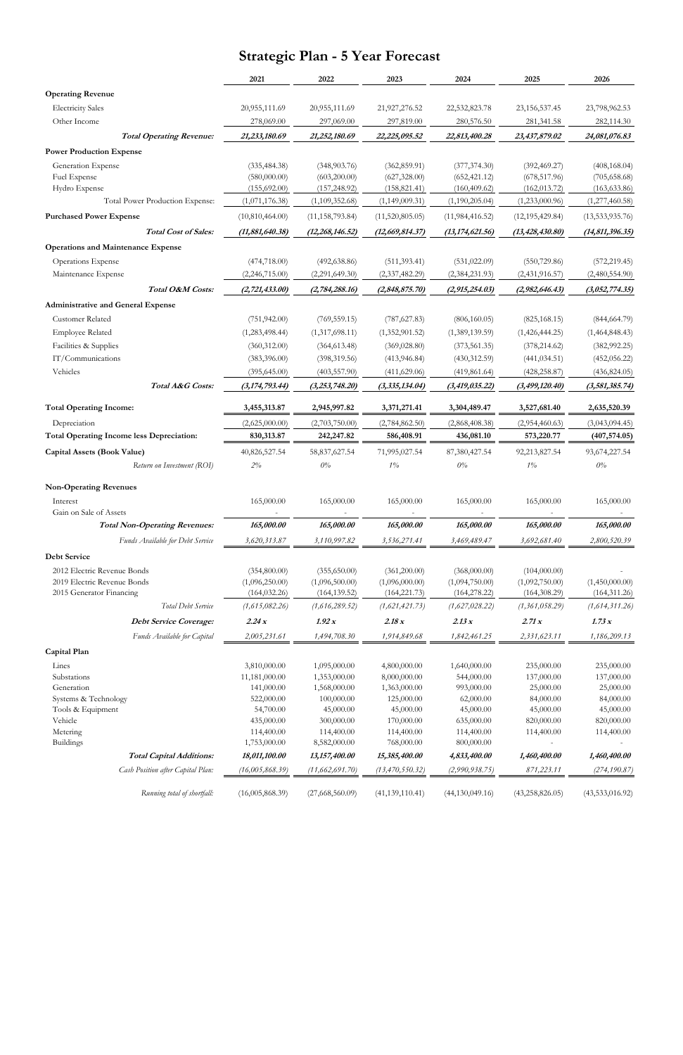# Strategic Plan - 5 Year Forecast

| | 2021 | 2022 | 2023 | 2024 | 2025 | 2026 |
|---|---|---|---|---|---|---|
| **Operating Revenue** | | | | | | |
| Electricity Sales | 20,955,111.69 | 20,955,111.69 | 21,927,276.52 | 22,532,823.78 | 23,156,537.45 | 23,798,962.53 |
| Other Income | 278,069.00 | 297,069.00 | 297,819.00 | 280,576.50 | 281,341.58 | 282,114.30 |
| ***Total Operating Revenue:*** | ***21,233,180.69*** | ***21,252,180.69*** | ***22,225,095.52*** | ***22,813,400.28*** | ***23,437,879.02*** | ***24,081,076.83*** |
| **Power Production Expense** | | | | | | |
| Generation Expense | (335,484.38) | (348,903.76) | (362,859.91) | (377,374.30) | (392,469.27) | (408,168.04) |
| Fuel Expense | (580,000.00) | (603,200.00) | (627,328.00) | (652,421.12) | (678,517.96) | (705,658.68) |
| Hydro Expense | (155,692.00) | (157,248.92) | (158,821.41) | (160,409.62) | (162,013.72) | (163,633.86) |
| Total Power Production Expense: | (1,071,176.38) | (1,109,352.68) | (1,149,009.31) | (1,190,205.04) | (1,233,000.96) | (1,277,460.58) |
| **Purchased Power Expense** | (10,810,464.00) | (11,158,793.84) | (11,520,805.05) | (11,984,416.52) | (12,195,429.84) | (13,533,935.76) |
| ***Total Cost of Sales:*** | ***(11,881,640.38)*** | ***(12,268,146.52)*** | ***(12,669,814.37)*** | ***(13,174,621.56)*** | ***(13,428,430.80)*** | ***(14,811,396.35)*** |
| **Operations and Maintenance Expense** | | | | | | |
| Operations Expense | (474,718.00) | (492,638.86) | (511,393.41) | (531,022.09) | (550,729.86) | (572,219.45) |
| Maintenance Expense | (2,246,715.00) | (2,291,649.30) | (2,337,482.29) | (2,384,231.93) | (2,431,916.57) | (2,480,554.90) |
| ***Total O&M Costs:*** | ***(2,721,433.00)*** | ***(2,784,288.16)*** | ***(2,848,875.70)*** | ***(2,915,254.03)*** | ***(2,982,646.43)*** | ***(3,052,774.35)*** |
| **Administrative and General Expense** | | | | | | |
| Customer Related | (751,942.00) | (769,559.15) | (787,627.83) | (806,160.05) | (825,168.15) | (844,664.79) |
| Employee Related | (1,283,498.44) | (1,317,698.11) | (1,352,901.52) | (1,389,139.59) | (1,426,444.25) | (1,464,848.43) |
| Facilities & Supplies | (360,312.00) | (364,613.48) | (369,028.80) | (373,561.35) | (378,214.62) | (382,992.25) |
| IT/Communications | (383,396.00) | (398,319.56) | (413,946.84) | (430,312.59) | (441,034.51) | (452,056.22) |
| Vehicles | (395,645.00) | (403,557.90) | (411,629.06) | (419,861.64) | (428,258.87) | (436,824.05) |
| ***Total A&G Costs:*** | ***(3,174,793.44)*** | ***(3,253,748.20)*** | ***(3,335,134.04)*** | ***(3,419,035.22)*** | ***(3,499,120.40)*** | ***(3,581,385.74)*** |
| **Total Operating Income:** | **3,455,313.87** | **2,945,997.82** | **3,371,271.41** | **3,304,489.47** | **3,527,681.40** | **2,635,520.39** |
| Depreciation | (2,625,000.00) | (2,703,750.00) | (2,784,862.50) | (2,868,408.38) | (2,954,460.63) | (3,043,094.45) |
| **Total Operating Income less Depreciation:** | **830,313.87** | **242,247.82** | **586,408.91** | **436,081.10** | **573,220.77** | **(407,574.05)** |
| **Capital Assets (Book Value)** | 40,826,527.54 | 58,837,627.54 | 71,995,027.54 | 87,380,427.54 | 92,213,827.54 | 93,674,227.54 |
| *Return on Investment (ROI)* | *2%* | *0%* | *1%* | *0%* | *1%* | *0%* |
| **Non-Operating Revenues** | | | | | | |
| Interest | 165,000.00 | 165,000.00 | 165,000.00 | 165,000.00 | 165,000.00 | 165,000.00 |
| Gain on Sale of Assets | - | - | - | - | - | - |
| ***Total Non-Operating Revenues:*** | ***165,000.00*** | ***165,000.00*** | ***165,000.00*** | ***165,000.00*** | ***165,000.00*** | ***165,000.00*** |
| *Funds Available for Debt Service* | *3,620,313.87* | *3,110,997.82* | *3,536,271.41* | *3,469,489.47* | *3,692,681.40* | *2,800,520.39* |
| **Debt Service** | | | | | | |
| 2012 Electric Revenue Bonds | (354,800.00) | (355,650.00) | (361,200.00) | (368,000.00) | (104,000.00) | - |
| 2019 Electric Revenue Bonds | (1,096,250.00) | (1,096,500.00) | (1,096,000.00) | (1,094,750.00) | (1,092,750.00) | (1,450,000.00) |
| 2015 Generator Financing | (164,032.26) | (164,139.52) | (164,221.73) | (164,278.22) | (164,308.29) | (164,311.26) |
| *Total Debt Service* | *(1,615,082.26)* | *(1,616,289.52)* | *(1,621,421.73)* | *(1,627,028.22)* | *(1,361,058.29)* | *(1,614,311.26)* |
| ***Debt Service Coverage:*** | ***2.24 x*** | ***1.92 x*** | ***2.18 x*** | ***2.13 x*** | ***2.71 x*** | ***1.73 x*** |
| *Funds Available for Capital* | *2,005,231.61* | *1,494,708.30* | *1,914,849.68* | *1,842,461.25* | *2,331,623.11* | *1,186,209.13* |
| **Capital Plan** | | | | | | |
| Lines | 3,810,000.00 | 1,095,000.00 | 4,800,000.00 | 1,640,000.00 | 235,000.00 | 235,000.00 |
| Substations | 11,181,000.00 | 1,353,000.00 | 8,000,000.00 | 544,000.00 | 137,000.00 | 137,000.00 |
| Generation | 141,000.00 | 1,568,000.00 | 1,363,000.00 | 993,000.00 | 25,000.00 | 25,000.00 |
| Systems & Technology | 522,000.00 | 100,000.00 | 125,000.00 | 62,000.00 | 84,000.00 | 84,000.00 |
| Tools & Equipment | 54,700.00 | 45,000.00 | 45,000.00 | 45,000.00 | 45,000.00 | 45,000.00 |
| Vehicle | 435,000.00 | 300,000.00 | 170,000.00 | 635,000.00 | 820,000.00 | 820,000.00 |
| Metering | 114,400.00 | 114,400.00 | 114,400.00 | 114,400.00 | 114,400.00 | 114,400.00 |
| Buildings | 1,753,000.00 | 8,582,000.00 | 768,000.00 | 800,000.00 | - | - |
| ***Total Capital Additions:*** | ***18,011,100.00*** | ***13,157,400.00*** | ***15,385,400.00*** | ***4,833,400.00*** | ***1,460,400.00*** | ***1,460,400.00*** |
| *Cash Position after Capital Plan:* | *(16,005,868.39)* | *(11,662,691.70)* | *(13,470,550.32)* | *(2,990,938.75)* | *871,223.11* | *(274,190.87)* |
| *Running total of shortfall:* | (16,005,868.39) | (27,668,560.09) | (41,139,110.41) | (44,130,049.16) | (43,258,826.05) | (43,533,016.92) |